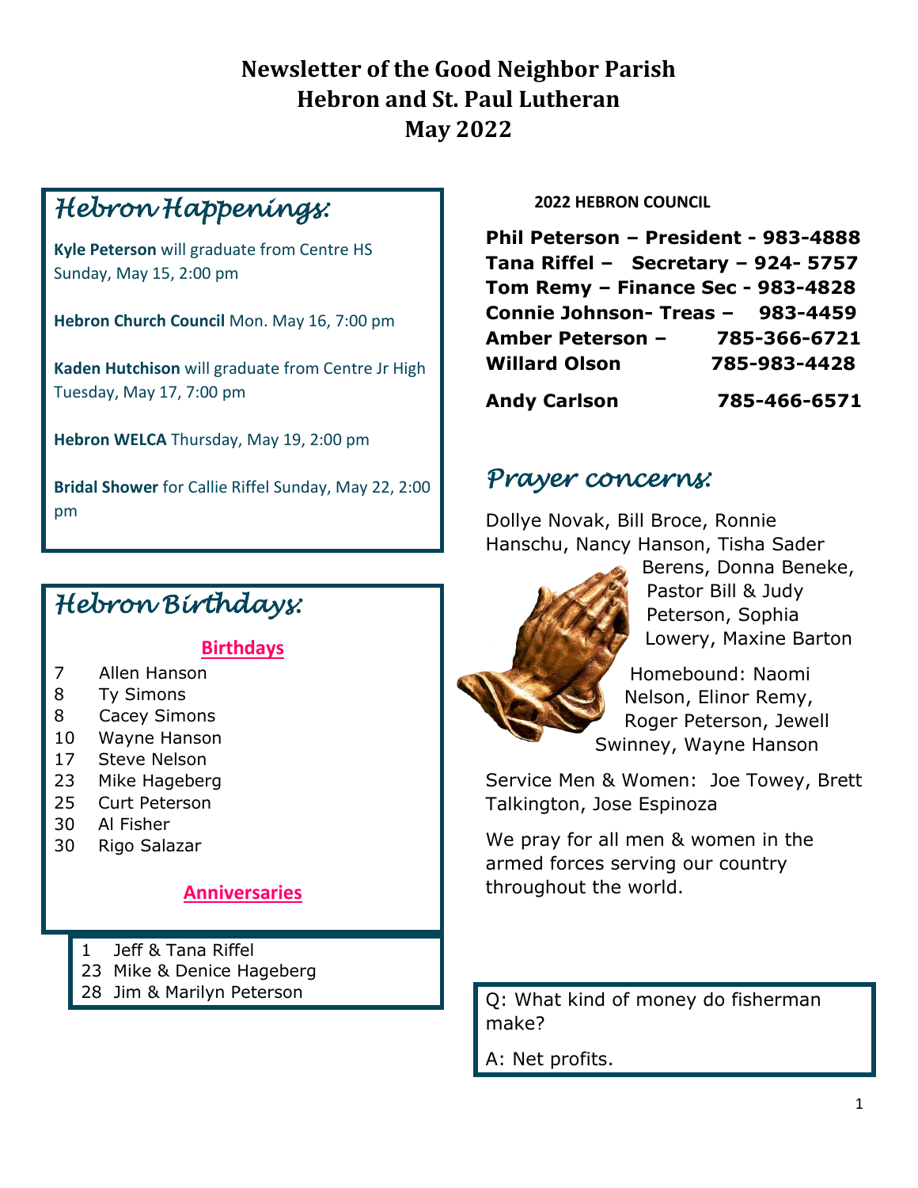# Newsletter of the Good Neighbor Parish
# Hebron and St. Paul Lutheran
# May 2022

## *Hebron Happenings:*

**Kyle Peterson** will graduate from Centre HS Sunday, May 15, 2:00 pm

**Hebron Church Council** Mon. May 16, 7:00 pm

**Kaden Hutchison** will graduate from Centre Jr High Tuesday, May 17, 7:00 pm

**Hebron WELCA** Thursday, May 19, 2:00 pm

**Bridal Shower** for Callie Riffel Sunday, May 22, 2:00 pm

## *Hebron Birthdays:*

### Birthdays

7 Allen Hanson
8 Ty Simons
8 Cacey Simons
10 Wayne Hanson
17 Steve Nelson
23 Mike Hageberg
25 Curt Peterson
30 Al Fisher
30 Rigo Salazar

### Anniversaries

1 Jeff & Tana Riffel
23 Mike & Denice Hageberg
28 Jim & Marilyn Peterson

**2022 HEBRON COUNCIL**

**Phil Peterson – President - 983-4888**
**Tana Riffel – Secretary – 924- 5757**
**Tom Remy – Finance Sec - 983-4828**
**Connie Johnson- Treas – 983-4459**
**Amber Peterson – 785-366-6721**
**Willard Olson 785-983-4428**
**Andy Carlson 785-466-6571**

## *Prayer concerns:*

Dollye Novak, Bill Broce, Ronnie Hanschu, Nancy Hanson, Tisha Sader Berens, Donna Beneke, Pastor Bill & Judy Peterson, Sophia Lowery, Maxine Barton

Homebound: Naomi Nelson, Elinor Remy, Roger Peterson, Jewell Swinney, Wayne Hanson

Service Men & Women: Joe Towey, Brett Talkington, Jose Espinoza

We pray for all men & women in the armed forces serving our country throughout the world.

Q: What kind of money do fisherman make?

A: Net profits.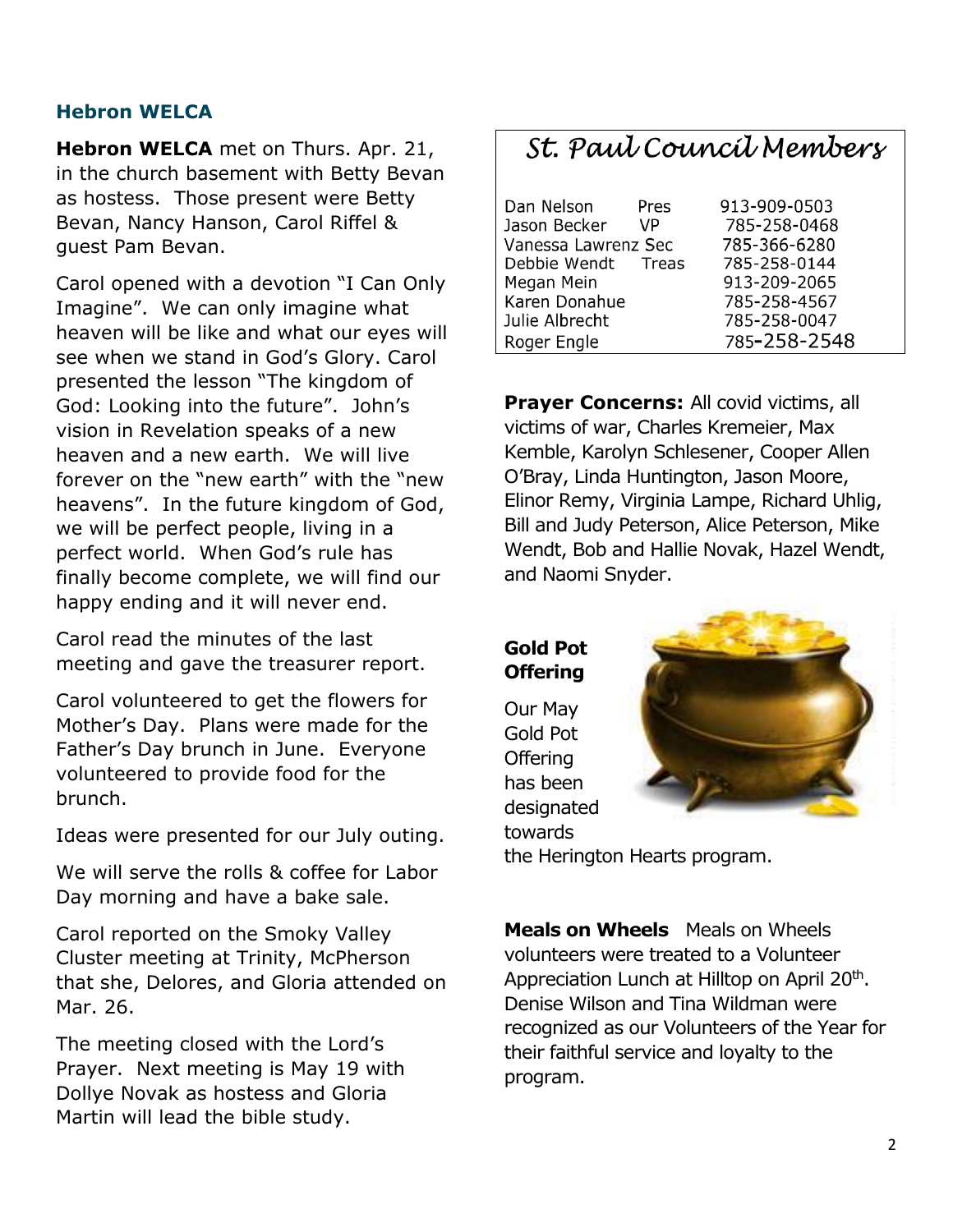### Hebron WELCA

**Hebron WELCA** met on Thurs. Apr. 21, in the church basement with Betty Bevan as hostess. Those present were Betty Bevan, Nancy Hanson, Carol Riffel & guest Pam Bevan.

Carol opened with a devotion "I Can Only Imagine". We can only imagine what heaven will be like and what our eyes will see when we stand in God's Glory. Carol presented the lesson "The kingdom of God: Looking into the future". John's vision in Revelation speaks of a new heaven and a new earth. We will live forever on the "new earth" with the "new heavens". In the future kingdom of God, we will be perfect people, living in a perfect world. When God's rule has finally become complete, we will find our happy ending and it will never end.

Carol read the minutes of the last meeting and gave the treasurer report.

Carol volunteered to get the flowers for Mother's Day. Plans were made for the Father's Day brunch in June. Everyone volunteered to provide food for the brunch.

Ideas were presented for our July outing.

We will serve the rolls & coffee for Labor Day morning and have a bake sale.

Carol reported on the Smoky Valley Cluster meeting at Trinity, McPherson that she, Delores, and Gloria attended on Mar. 26.

The meeting closed with the Lord's Prayer. Next meeting is May 19 with Dollye Novak as hostess and Gloria Martin will lead the bible study.

## *St. Paul Council Members*

| Name | Office | Phone |
| --- | --- | --- |
| Dan Nelson | Pres | 913-909-0503 |
| Jason Becker | VP | 785-258-0468 |
| Vanessa Lawrenz | Sec | 785-366-6280 |
| Debbie Wendt | Treas | 785-258-0144 |
| Megan Mein | | 913-209-2065 |
| Karen Donahue | | 785-258-4567 |
| Julie Albrecht | | 785-258-0047 |
| Roger Engle | | 785-258-2548 |

**Prayer Concerns:** All covid victims, all victims of war, Charles Kremeier, Max Kemble, Karolyn Schlesener, Cooper Allen O'Bray, Linda Huntington, Jason Moore, Elinor Remy, Virginia Lampe, Richard Uhlig, Bill and Judy Peterson, Alice Peterson, Mike Wendt, Bob and Hallie Novak, Hazel Wendt, and Naomi Snyder.

**Gold Pot Offering**

Our May Gold Pot Offering has been designated towards the Herington Hearts program.

**Meals on Wheels** Meals on Wheels volunteers were treated to a Volunteer Appreciation Lunch at Hilltop on April 20th. Denise Wilson and Tina Wildman were recognized as our Volunteers of the Year for their faithful service and loyalty to the program.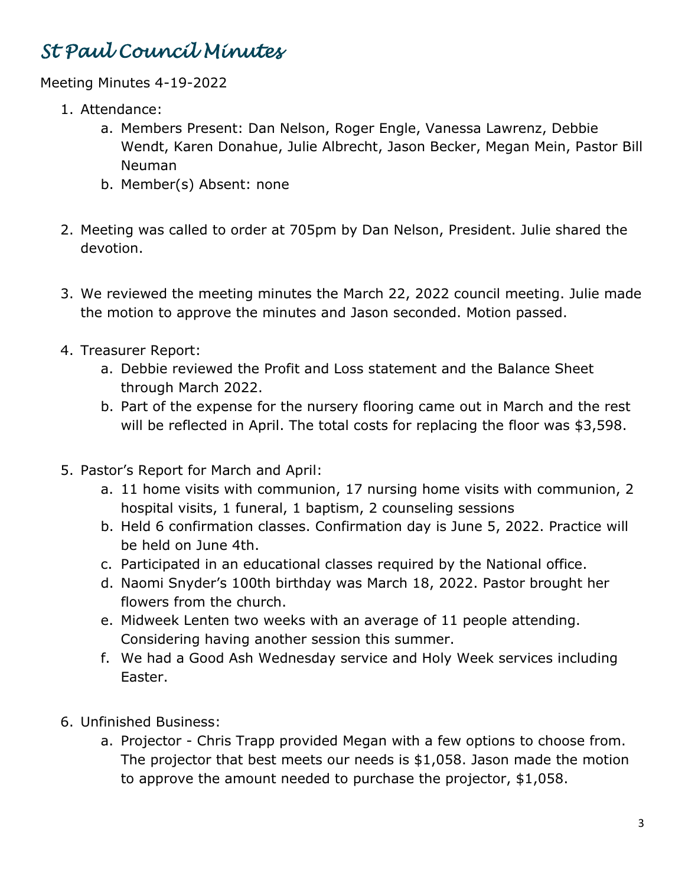# St Paul Council Minutes

Meeting Minutes 4-19-2022

1. Attendance:
   a. Members Present: Dan Nelson, Roger Engle, Vanessa Lawrenz, Debbie Wendt, Karen Donahue, Julie Albrecht, Jason Becker, Megan Mein, Pastor Bill Neuman
   b. Member(s) Absent: none

2. Meeting was called to order at 705pm by Dan Nelson, President. Julie shared the devotion.

3. We reviewed the meeting minutes the March 22, 2022 council meeting. Julie made the motion to approve the minutes and Jason seconded. Motion passed.

4. Treasurer Report:
   a. Debbie reviewed the Profit and Loss statement and the Balance Sheet through March 2022.
   b. Part of the expense for the nursery flooring came out in March and the rest will be reflected in April. The total costs for replacing the floor was $3,598.

5. Pastor's Report for March and April:
   a. 11 home visits with communion, 17 nursing home visits with communion, 2 hospital visits, 1 funeral, 1 baptism, 2 counseling sessions
   b. Held 6 confirmation classes. Confirmation day is June 5, 2022. Practice will be held on June 4th.
   c. Participated in an educational classes required by the National office.
   d. Naomi Snyder's 100th birthday was March 18, 2022. Pastor brought her flowers from the church.
   e. Midweek Lenten two weeks with an average of 11 people attending. Considering having another session this summer.
   f. We had a Good Ash Wednesday service and Holy Week services including Easter.

6. Unfinished Business:
   a. Projector - Chris Trapp provided Megan with a few options to choose from. The projector that best meets our needs is $1,058. Jason made the motion to approve the amount needed to purchase the projector, $1,058.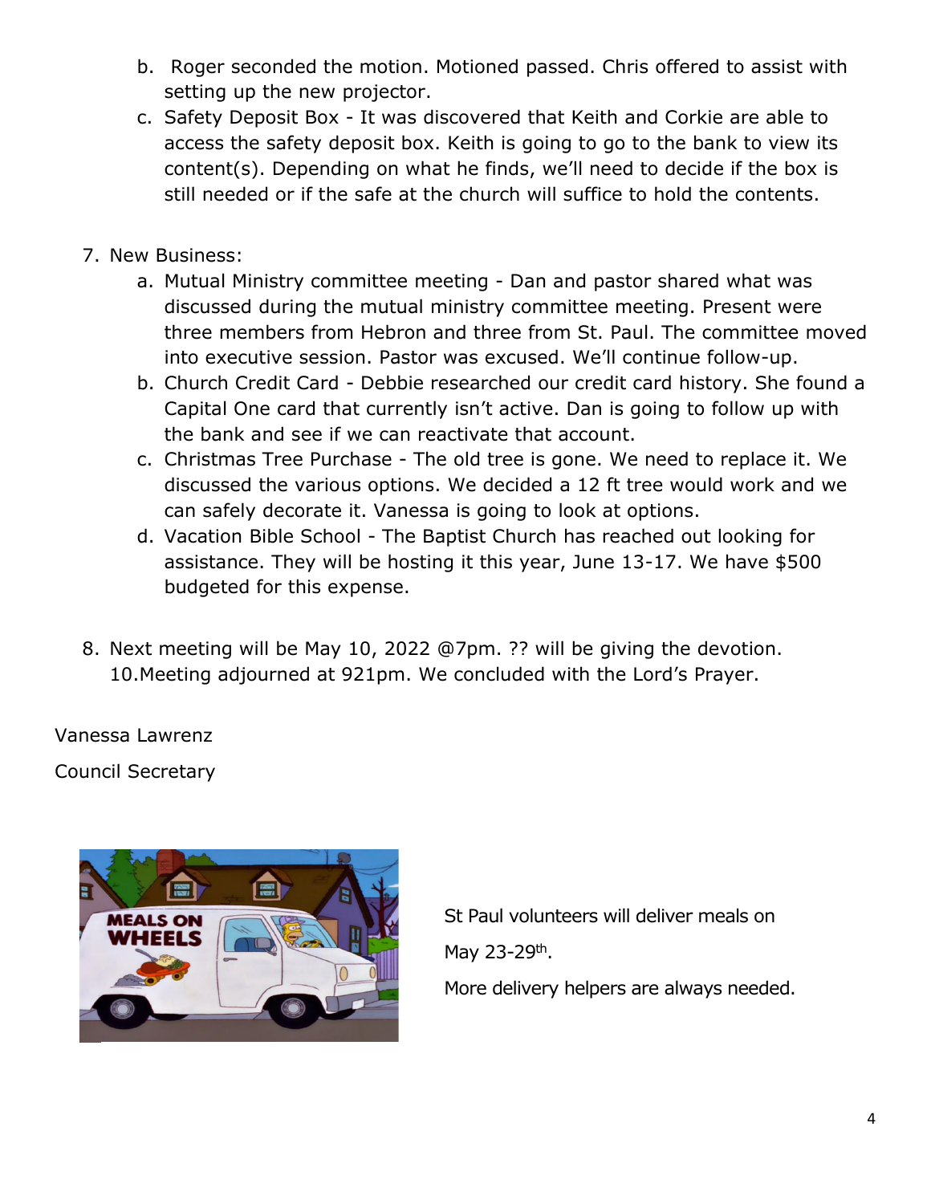b. Roger seconded the motion. Motioned passed. Chris offered to assist with setting up the new projector.
c. Safety Deposit Box - It was discovered that Keith and Corkie are able to access the safety deposit box. Keith is going to go to the bank to view its content(s). Depending on what he finds, we'll need to decide if the box is still needed or if the safe at the church will suffice to hold the contents.

7. New Business:
   a. Mutual Ministry committee meeting - Dan and pastor shared what was discussed during the mutual ministry committee meeting. Present were three members from Hebron and three from St. Paul. The committee moved into executive session. Pastor was excused. We'll continue follow-up.
   b. Church Credit Card - Debbie researched our credit card history. She found a Capital One card that currently isn't active. Dan is going to follow up with the bank and see if we can reactivate that account.
   c. Christmas Tree Purchase - The old tree is gone. We need to replace it. We discussed the various options. We decided a 12 ft tree would work and we can safely decorate it. Vanessa is going to look at options.
   d. Vacation Bible School - The Baptist Church has reached out looking for assistance. They will be hosting it this year, June 13-17. We have $500 budgeted for this expense.

8. Next meeting will be May 10, 2022 @7pm. ?? will be giving the devotion.
   10.Meeting adjourned at 921pm. We concluded with the Lord's Prayer.

Vanessa Lawrenz

Council Secretary

St Paul volunteers will deliver meals on

May 23-29th.

More delivery helpers are always needed.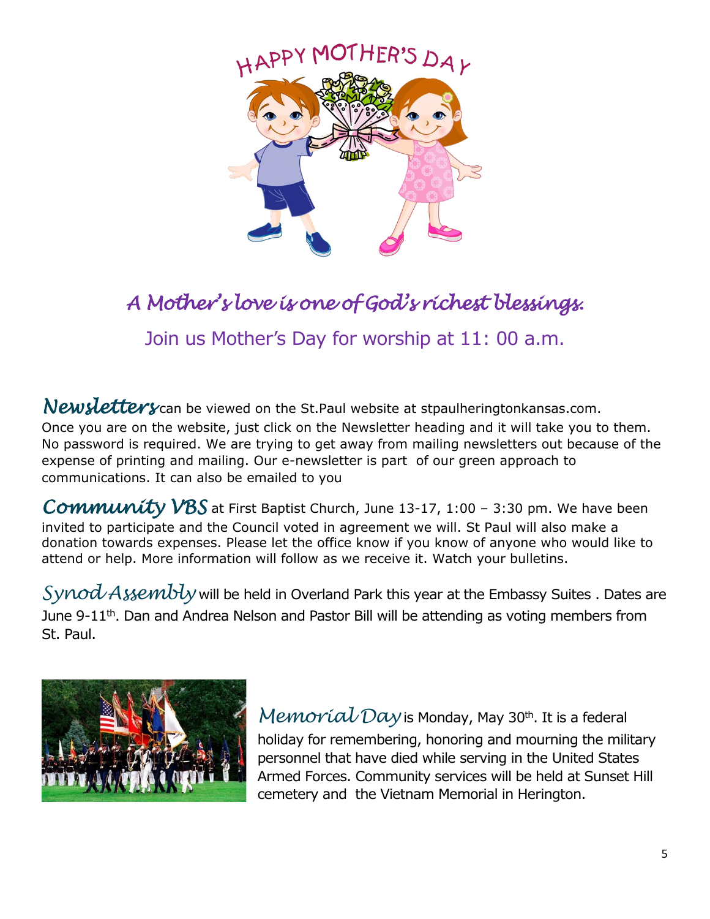HAPPY MOTHER'S DAY

*A Mother's love is one of God's richest blessings.*

Join us Mother's Day for worship at 11: 00 a.m.

***Newsletters*** can be viewed on the St.Paul website at stpaulheringtonkansas.com. Once you are on the website, just click on the Newsletter heading and it will take you to them. No password is required. We are trying to get away from mailing newsletters out because of the expense of printing and mailing. Our e-newsletter is part of our green approach to communications. It can also be emailed to you

***Community VBS*** at First Baptist Church, June 13-17, 1:00 – 3:30 pm. We have been invited to participate and the Council voted in agreement we will. St Paul will also make a donation towards expenses. Please let the office know if you know of anyone who would like to attend or help. More information will follow as we receive it. Watch your bulletins.

***Synod Assembly*** will be held in Overland Park this year at the Embassy Suites . Dates are June 9-11th. Dan and Andrea Nelson and Pastor Bill will be attending as voting members from St. Paul.

***Memorial Day*** is Monday, May 30th. It is a federal holiday for remembering, honoring and mourning the military personnel that have died while serving in the United States Armed Forces. Community services will be held at Sunset Hill cemetery and the Vietnam Memorial in Herington.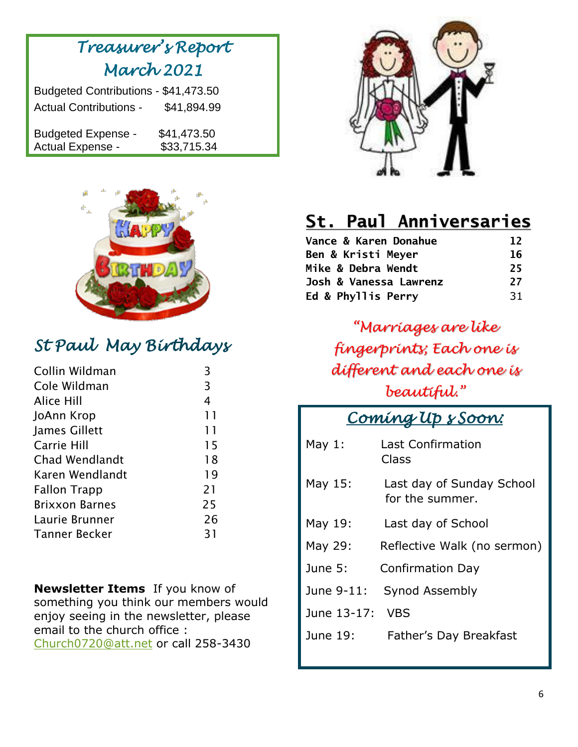## Treasurer's Report
## March 2021

Budgeted Contributions - $41,473.50
Actual Contributions - $41,894.99

Budgeted Expense - $41,473.50
Actual Expense - $33,715.34

## St Paul May Birthdays

| Name | Day |
|---|---|
| Collin Wildman | 3 |
| Cole Wildman | 3 |
| Alice Hill | 4 |
| JoAnn Krop | 11 |
| James Gillett | 11 |
| Carrie Hill | 15 |
| Chad Wendlandt | 18 |
| Karen Wendlandt | 19 |
| Fallon Trapp | 21 |
| Brixxon Barnes | 25 |
| Laurie Brunner | 26 |
| Tanner Becker | 31 |

**Newsletter Items** If you know of something you think our members would enjoy seeing in the newsletter, please email to the church office : Church0720@att.net or call 258-3430

## St. Paul Anniversaries

| Couple | Years |
|---|---|
| Vance & Karen Donahue | 12 |
| Ben & Kristi Meyer | 16 |
| Mike & Debra Wendt | 25 |
| Josh & Vanessa Lawrenz | 27 |
| Ed & Phyllis Perry | 31 |

*"Marriages are like fingerprints; Each one is different and each one is beautiful."*

## Coming Up s Soon:

| Date | Event |
|---|---|
| May 1: | Last Confirmation Class |
| May 15: | Last day of Sunday School for the summer. |
| May 19: | Last day of School |
| May 29: | Reflective Walk (no sermon) |
| June 5: | Confirmation Day |
| June 9-11: | Synod Assembly |
| June 13-17: | VBS |
| June 19: | Father's Day Breakfast |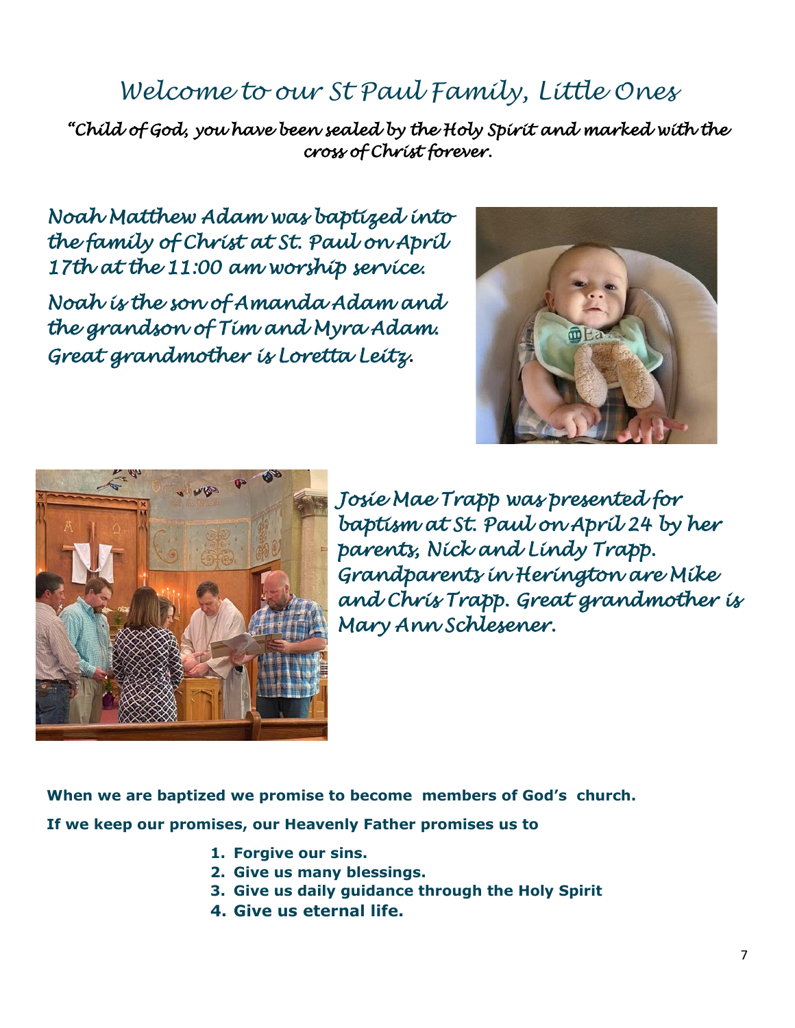# *Welcome to our St Paul Family, Little Ones*

***"Child of God, you have been sealed by the Holy Spirit and marked with the cross of Christ forever.***

*Noah Matthew Adam was baptized into the family of Christ at St. Paul on April 17th at the 11:00 am worship service.*

*Noah is the son of Amanda Adam and the grandson of Tim and Myra Adam. Great grandmother is Loretta Leitz.*

*Josie Mae Trapp was presented for baptism at St. Paul on April 24 by her parents, Nick and Lindy Trapp. Grandparents in Herington are Mike and Chris Trapp. Great grandmother is Mary Ann Schlesener.*

**When we are baptized we promise to become members of God's church.**

**If we keep our promises, our Heavenly Father promises us to**

1. **Forgive our sins.**
2. **Give us many blessings.**
3. **Give us daily guidance through the Holy Spirit**
4. **Give us eternal life.**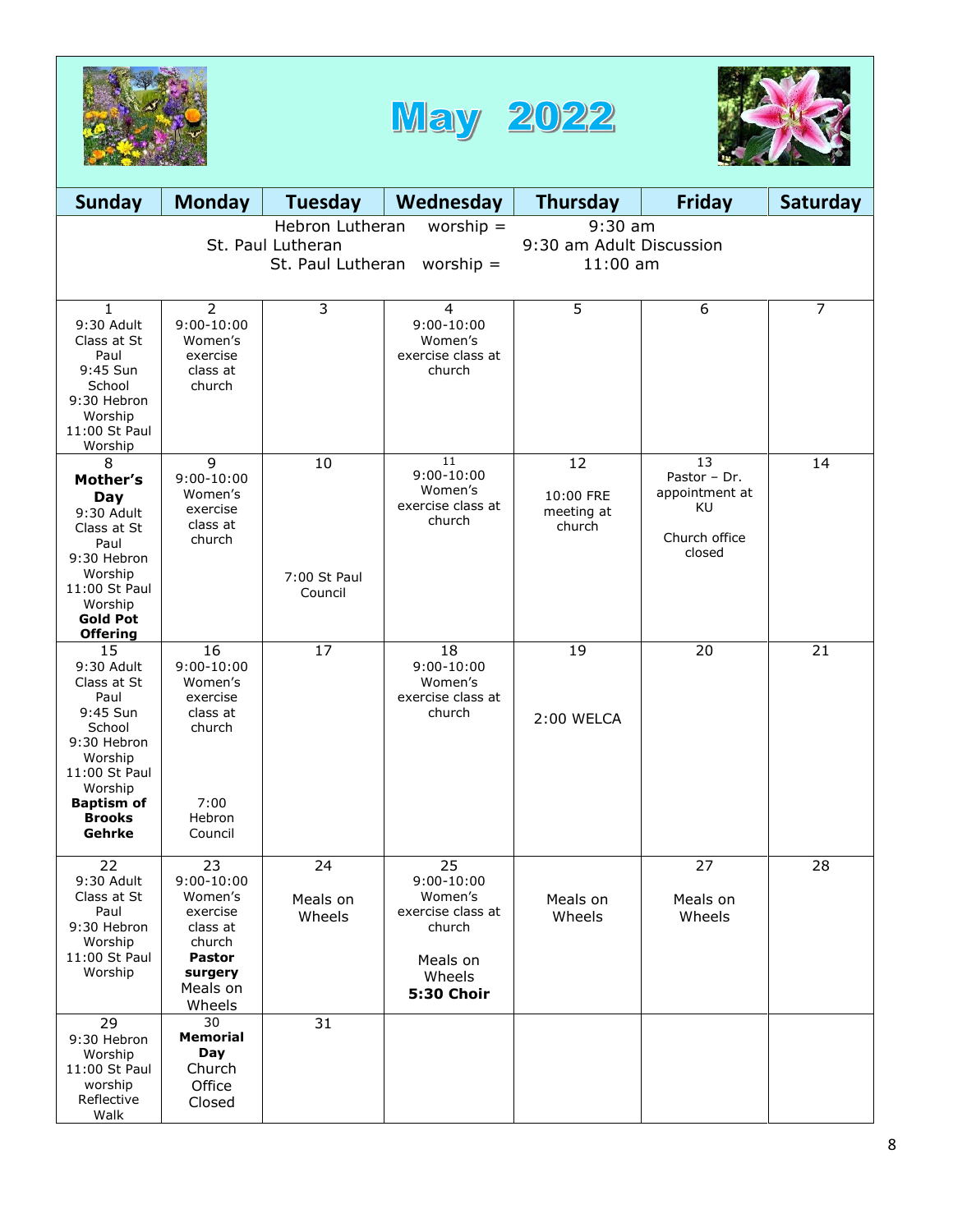# May 2022

| Sunday | Monday | Tuesday | Wednesday | Thursday | Friday | Saturday |
|---|---|---|---|---|---|---|
| Hebron Lutheran worship = 9:30 am<br>St. Paul Lutheran 9:30 am Adult Discussion<br>St. Paul Lutheran worship = 11:00 am | | | | | | |
| 1<br>9:30 Adult Class at St Paul<br>9:45 Sun School<br>9:30 Hebron Worship<br>11:00 St Paul Worship | 2<br>9:00-10:00 Women's exercise class at church | 3 | 4<br>9:00-10:00 Women's exercise class at church | 5 | 6 | 7 |
| 8<br>**Mother's Day**<br>9:30 Adult Class at St Paul<br>9:30 Hebron Worship<br>11:00 St Paul Worship<br>**Gold Pot Offering** | 9<br>9:00-10:00 Women's exercise class at church | 10<br>7:00 St Paul Council | 11<br>9:00-10:00 Women's exercise class at church | 12<br>10:00 FRE meeting at church | 13<br>Pastor – Dr. appointment at KU<br>Church office closed | 14 |
| 15<br>9:30 Adult Class at St Paul<br>9:45 Sun School<br>9:30 Hebron Worship<br>11:00 St Paul Worship<br>**Baptism of Brooks Gehrke** | 16<br>9:00-10:00 Women's exercise class at church<br>7:00 Hebron Council | 17 | 18<br>9:00-10:00 Women's exercise class at church | 19<br>2:00 WELCA | 20 | 21 |
| 22<br>9:30 Adult Class at St Paul<br>9:30 Hebron Worship<br>11:00 St Paul Worship | 23<br>9:00-10:00 Women's exercise class at church<br>**Pastor surgery**<br>Meals on Wheels | 24<br>Meals on Wheels | 25<br>9:00-10:00 Women's exercise class at church<br>Meals on Wheels<br>**5:30 Choir** | Meals on Wheels | 27<br>Meals on Wheels | 28 |
| 29<br>9:30 Hebron Worship<br>11:00 St Paul worship<br>Reflective Walk | 30<br>**Memorial Day**<br>Church Office Closed | 31 | | | | |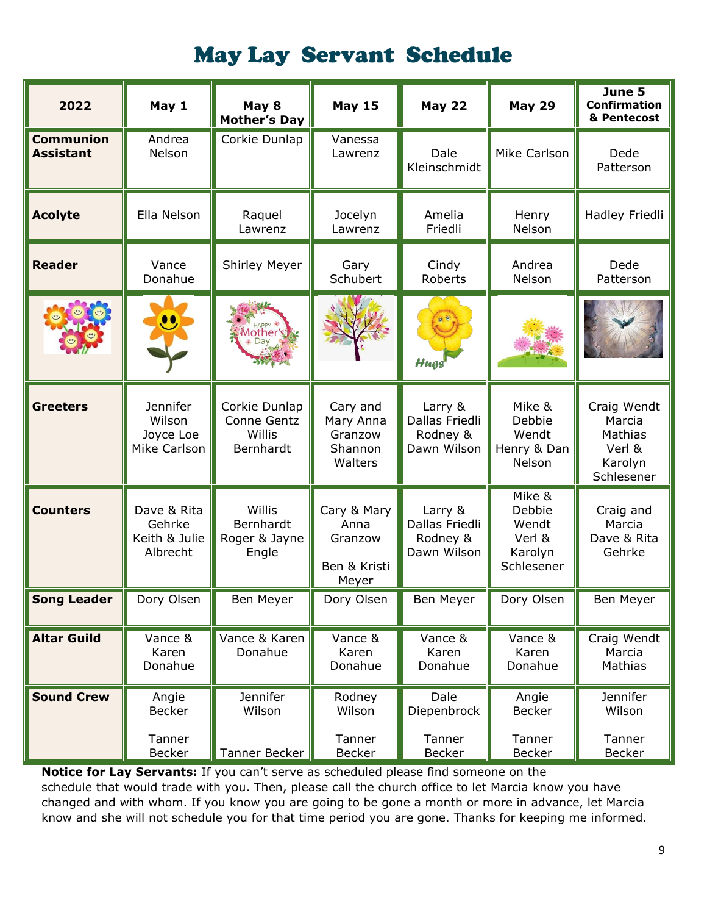# May Lay Servant Schedule

| 2022 | May 1 | May 8 Mother's Day | May 15 | May 22 | May 29 | June 5 Confirmation & Pentecost |
|---|---|---|---|---|---|---|
| **Communion Assistant** | Andrea Nelson | Corkie Dunlap | Vanessa Lawrenz | Dale Kleinschmidt | Mike Carlson | Dede Patterson |
| **Acolyte** | Ella Nelson | Raquel Lawrenz | Jocelyn Lawrenz | Amelia Friedli | Henry Nelson | Hadley Friedli |
| **Reader** | Vance Donahue | Shirley Meyer | Gary Schubert | Cindy Roberts | Andrea Nelson | Dede Patterson |
| | | | | | | |
| **Greeters** | Jennifer Wilson Joyce Loe Mike Carlson | Corkie Dunlap Conne Gentz Willis Bernhardt | Cary and Mary Anna Granzow Shannon Walters | Larry & Dallas Friedli Rodney & Dawn Wilson | Mike & Debbie Wendt Henry & Dan Nelson | Craig Wendt Marcia Mathias Verl & Karolyn Schlesener |
| **Counters** | Dave & Rita Gehrke Keith & Julie Albrecht | Willis Bernhardt Roger & Jayne Engle | Cary & Mary Anna Granzow Ben & Kristi Meyer | Larry & Dallas Friedli Rodney & Dawn Wilson | Mike & Debbie Wendt Verl & Karolyn Schlesener | Craig and Marcia Dave & Rita Gehrke |
| **Song Leader** | Dory Olsen | Ben Meyer | Dory Olsen | Ben Meyer | Dory Olsen | Ben Meyer |
| **Altar Guild** | Vance & Karen Donahue | Vance & Karen Donahue | Vance & Karen Donahue | Vance & Karen Donahue | Vance & Karen Donahue | Craig Wendt Marcia Mathias |
| **Sound Crew** | Angie Becker Tanner Becker | Jennifer Wilson Tanner Becker | Rodney Wilson Tanner Becker | Dale Diepenbrock Tanner Becker | Angie Becker Tanner Becker | Jennifer Wilson Tanner Becker |

**Notice for Lay Servants:** If you can't serve as scheduled please find someone on the schedule that would trade with you. Then, please call the church office to let Marcia know you have changed and with whom. If you know you are going to be gone a month or more in advance, let Marcia know and she will not schedule you for that time period you are gone. Thanks for keeping me informed.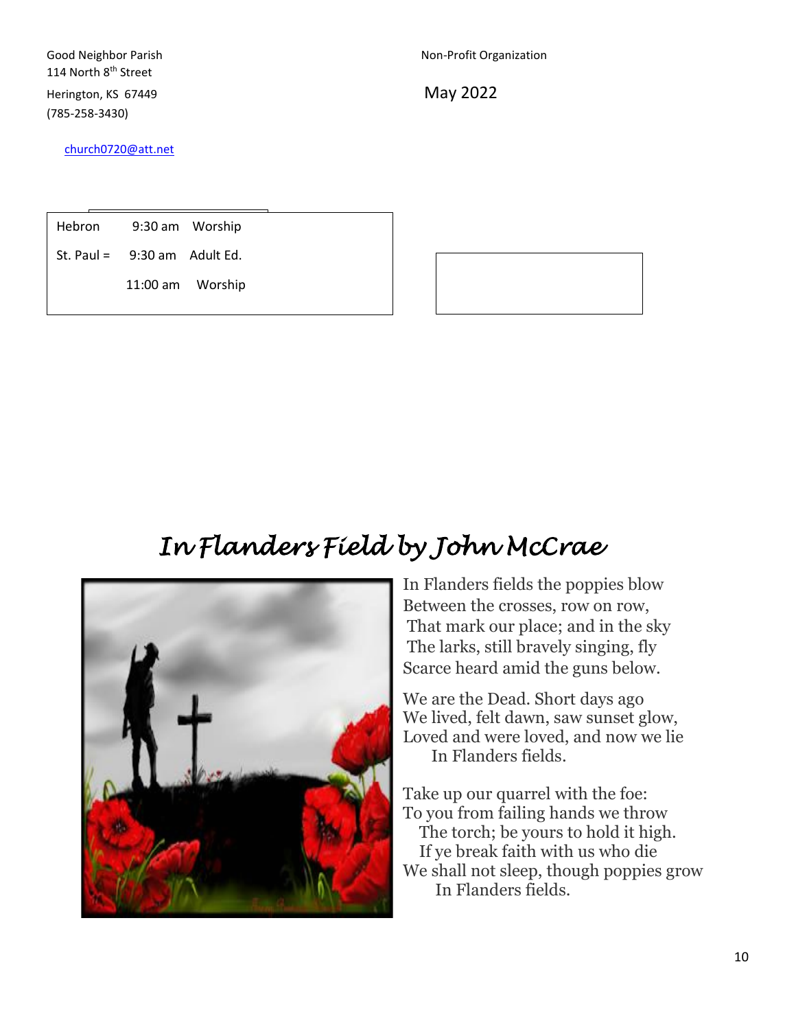Good Neighbor Parish
114 North 8th Street
Herington, KS 67449
(785-258-3430)

church0720@att.net

Non-Profit Organization

May 2022

| | | |
|---|---|---|
| Hebron | 9:30 am | Worship |
| St. Paul = | 9:30 am | Adult Ed. |
| | 11:00 am | Worship |

## *In Flanders Field by John McCrae*

In Flanders fields the poppies blow
Between the crosses, row on row,
That mark our place; and in the sky
The larks, still bravely singing, fly
Scarce heard amid the guns below.

We are the Dead. Short days ago
We lived, felt dawn, saw sunset glow,
Loved and were loved, and now we lie
In Flanders fields.

Take up our quarrel with the foe:
To you from failing hands we throw
The torch; be yours to hold it high.
If ye break faith with us who die
We shall not sleep, though poppies grow
In Flanders fields.